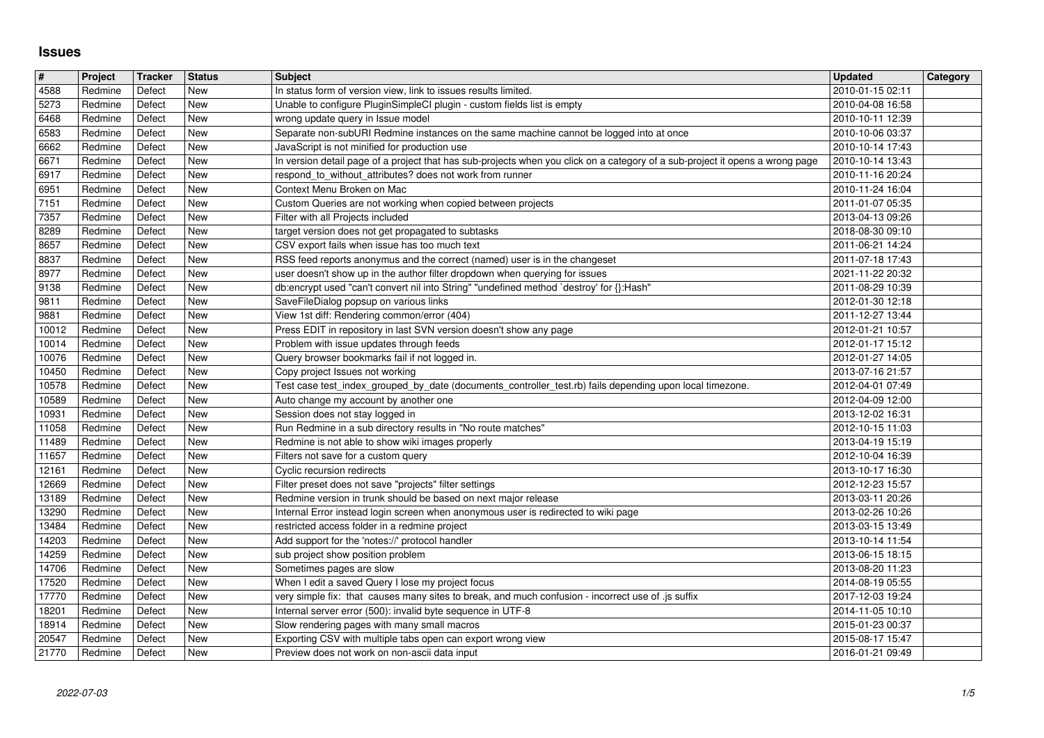# Issues

| # | Project | Tracker | Status | Subject | Updated | Category |
|---|---|---|---|---|---|---|
| 4588 | Redmine | Defect | New | In status form of version view, link to issues results limited. | 2010-01-15 02:11 | |
| 5273 | Redmine | Defect | New | Unable to configure PluginSimpleCI plugin - custom fields list is empty | 2010-04-08 16:58 | |
| 6468 | Redmine | Defect | New | wrong update query in Issue model | 2010-10-11 12:39 | |
| 6583 | Redmine | Defect | New | Separate non-subURI Redmine instances on the same machine cannot be logged into at once | 2010-10-06 03:37 | |
| 6662 | Redmine | Defect | New | JavaScript is not minified for production use | 2010-10-14 17:43 | |
| 6671 | Redmine | Defect | New | In version detail page of a project that has sub-projects when you click on a category of a sub-project it opens a wrong page | 2010-10-14 13:43 | |
| 6917 | Redmine | Defect | New | respond_to_without_attributes? does not work from runner | 2010-11-16 20:24 | |
| 6951 | Redmine | Defect | New | Context Menu Broken on Mac | 2010-11-24 16:04 | |
| 7151 | Redmine | Defect | New | Custom Queries are not working when copied between projects | 2011-01-07 05:35 | |
| 7357 | Redmine | Defect | New | Filter with all Projects included | 2013-04-13 09:26 | |
| 8289 | Redmine | Defect | New | target version does not get propagated to subtasks | 2018-08-30 09:10 | |
| 8657 | Redmine | Defect | New | CSV export fails when issue has too much text | 2011-06-21 14:24 | |
| 8837 | Redmine | Defect | New | RSS feed reports anonymus and the correct (named) user is in the changeset | 2011-07-18 17:43 | |
| 8977 | Redmine | Defect | New | user doesn't show up in the author filter dropdown when querying for issues | 2021-11-22 20:32 | |
| 9138 | Redmine | Defect | New | db:encrypt used "can't convert nil into String" "undefined method `destroy' for {}:Hash" | 2011-08-29 10:39 | |
| 9811 | Redmine | Defect | New | SaveFileDialog popsup on various links | 2012-01-30 12:18 | |
| 9881 | Redmine | Defect | New | View 1st diff: Rendering common/error (404) | 2011-12-27 13:44 | |
| 10012 | Redmine | Defect | New | Press EDIT in repository in last SVN version doesn't show any page | 2012-01-21 10:57 | |
| 10014 | Redmine | Defect | New | Problem with issue updates through feeds | 2012-01-17 15:12 | |
| 10076 | Redmine | Defect | New | Query browser bookmarks fail if not logged in. | 2012-01-27 14:05 | |
| 10450 | Redmine | Defect | New | Copy project Issues not working | 2013-07-16 21:57 | |
| 10578 | Redmine | Defect | New | Test case test_index_grouped_by_date (documents_controller_test.rb) fails depending upon local timezone. | 2012-04-01 07:49 | |
| 10589 | Redmine | Defect | New | Auto change my account by another one | 2012-04-09 12:00 | |
| 10931 | Redmine | Defect | New | Session does not stay logged in | 2013-12-02 16:31 | |
| 11058 | Redmine | Defect | New | Run Redmine in a sub directory results in "No route matches" | 2012-10-15 11:03 | |
| 11489 | Redmine | Defect | New | Redmine is not able to show wiki images properly | 2013-04-19 15:19 | |
| 11657 | Redmine | Defect | New | Filters not save for a custom query | 2012-10-04 16:39 | |
| 12161 | Redmine | Defect | New | Cyclic recursion redirects | 2013-10-17 16:30 | |
| 12669 | Redmine | Defect | New | Filter preset does not save "projects" filter settings | 2012-12-23 15:57 | |
| 13189 | Redmine | Defect | New | Redmine version in trunk should be based on next major release | 2013-03-11 20:26 | |
| 13290 | Redmine | Defect | New | Internal Error instead login screen when anonymous user is redirected to wiki page | 2013-02-26 10:26 | |
| 13484 | Redmine | Defect | New | restricted access folder in a redmine project | 2013-03-15 13:49 | |
| 14203 | Redmine | Defect | New | Add support for the 'notes://' protocol handler | 2013-10-14 11:54 | |
| 14259 | Redmine | Defect | New | sub project show position problem | 2013-06-15 18:15 | |
| 14706 | Redmine | Defect | New | Sometimes pages are slow | 2013-08-20 11:23 | |
| 17520 | Redmine | Defect | New | When I edit a saved Query I lose my project focus | 2014-08-19 05:55 | |
| 17770 | Redmine | Defect | New | very simple fix: that causes many sites to break, and much confusion - incorrect use of .js suffix | 2017-12-03 19:24 | |
| 18201 | Redmine | Defect | New | Internal server error (500): invalid byte sequence in UTF-8 | 2014-11-05 10:10 | |
| 18914 | Redmine | Defect | New | Slow rendering pages with many small macros | 2015-01-23 00:37 | |
| 20547 | Redmine | Defect | New | Exporting CSV with multiple tabs open can export wrong view | 2015-08-17 15:47 | |
| 21770 | Redmine | Defect | New | Preview does not work on non-ascii data input | 2016-01-21 09:49 | |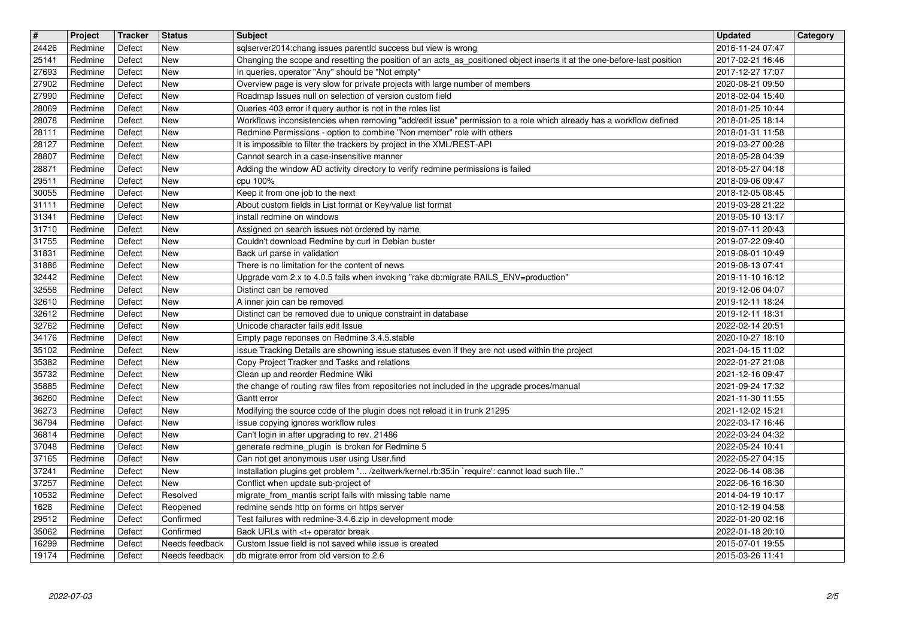| # | Project | Tracker | Status | Subject | Updated | Category |
| --- | --- | --- | --- | --- | --- | --- |
| 24426 | Redmine | Defect | New | sqlserver2014:chang issues parentId success but view is wrong | 2016-11-24 07:47 | |
| 25141 | Redmine | Defect | New | Changing the scope and resetting the position of an acts_as_positioned object inserts it at the one-before-last position | 2017-02-21 16:46 | |
| 27693 | Redmine | Defect | New | In queries, operator "Any" should be "Not empty" | 2017-12-27 17:07 | |
| 27902 | Redmine | Defect | New | Overview page is very slow for private projects with large number of members | 2020-08-21 09:50 | |
| 27990 | Redmine | Defect | New | Roadmap Issues null on selection of version custom field | 2018-02-04 15:40 | |
| 28069 | Redmine | Defect | New | Queries 403 error if query author is not in the roles list | 2018-01-25 10:44 | |
| 28078 | Redmine | Defect | New | Workflows inconsistencies when removing "add/edit issue" permission to a role which already has a workflow defined | 2018-01-25 18:14 | |
| 28111 | Redmine | Defect | New | Redmine Permissions - option to combine "Non member" role with others | 2018-01-31 11:58 | |
| 28127 | Redmine | Defect | New | It is impossible to filter the trackers by project in the XML/REST-API | 2019-03-27 00:28 | |
| 28807 | Redmine | Defect | New | Cannot search in a case-insensitive manner | 2018-05-28 04:39 | |
| 28871 | Redmine | Defect | New | Adding the window AD activity directory to verify redmine permissions is failed | 2018-05-27 04:18 | |
| 29511 | Redmine | Defect | New | cpu 100% | 2018-09-06 09:47 | |
| 30055 | Redmine | Defect | New | Keep it from one job to the next | 2018-12-05 08:45 | |
| 31111 | Redmine | Defect | New | About custom fields in List format or Key/value list format | 2019-03-28 21:22 | |
| 31341 | Redmine | Defect | New | install redmine on windows | 2019-05-10 13:17 | |
| 31710 | Redmine | Defect | New | Assigned on search issues not ordered by name | 2019-07-11 20:43 | |
| 31755 | Redmine | Defect | New | Couldn't download Redmine by curl in Debian buster | 2019-07-22 09:40 | |
| 31831 | Redmine | Defect | New | Back url parse in validation | 2019-08-01 10:49 | |
| 31886 | Redmine | Defect | New | There is no limitation for the content of news | 2019-08-13 07:41 | |
| 32442 | Redmine | Defect | New | Upgrade vom 2.x to 4.0.5 fails when invoking "rake db:migrate RAILS_ENV=production" | 2019-11-10 16:12 | |
| 32558 | Redmine | Defect | New | Distinct can be removed | 2019-12-06 04:07 | |
| 32610 | Redmine | Defect | New | A inner join can be removed | 2019-12-11 18:24 | |
| 32612 | Redmine | Defect | New | Distinct can be removed due to unique constraint in database | 2019-12-11 18:31 | |
| 32762 | Redmine | Defect | New | Unicode character fails edit Issue | 2022-02-14 20:51 | |
| 34176 | Redmine | Defect | New | Empty page reponses on Redmine 3.4.5.stable | 2020-10-27 18:10 | |
| 35102 | Redmine | Defect | New | Issue Tracking Details are showning issue statuses even if they are not used within the project | 2021-04-15 11:02 | |
| 35382 | Redmine | Defect | New | Copy Project Tracker and Tasks and relations | 2022-01-27 21:08 | |
| 35732 | Redmine | Defect | New | Clean up and reorder Redmine Wiki | 2021-12-16 09:47 | |
| 35885 | Redmine | Defect | New | the change of routing raw files from repositories not included in the upgrade proces/manual | 2021-09-24 17:32 | |
| 36260 | Redmine | Defect | New | Gantt error | 2021-11-30 11:55 | |
| 36273 | Redmine | Defect | New | Modifying the source code of the plugin does not reload it in trunk 21295 | 2021-12-02 15:21 | |
| 36794 | Redmine | Defect | New | Issue copying ignores workflow rules | 2022-03-17 16:46 | |
| 36814 | Redmine | Defect | New | Can't login in after upgrading to rev. 21486 | 2022-03-24 04:32 | |
| 37048 | Redmine | Defect | New | generate redmine_plugin is broken for Redmine 5 | 2022-05-24 10:41 | |
| 37165 | Redmine | Defect | New | Can not get anonymous user using User.find | 2022-05-27 04:15 | |
| 37241 | Redmine | Defect | New | Installation plugins get problem "... /zeitwerk/kernel.rb:35:in `require': cannot load such file.." | 2022-06-14 08:36 | |
| 37257 | Redmine | Defect | New | Conflict when update sub-project of | 2022-06-16 16:30 | |
| 10532 | Redmine | Defect | Resolved | migrate_from_mantis script fails with missing table name | 2014-04-19 10:17 | |
| 1628 | Redmine | Defect | Reopened | redmine sends http on forms on https server | 2010-12-19 04:58 | |
| 29512 | Redmine | Defect | Confirmed | Test failures with redmine-3.4.6.zip in development mode | 2022-01-20 02:16 | |
| 35062 | Redmine | Defect | Confirmed | Back URLs with <t+ operator break | 2022-01-18 20:10 | |
| 16299 | Redmine | Defect | Needs feedback | Custom Issue field is not saved while issue is created | 2015-07-01 19:55 | |
| 19174 | Redmine | Defect | Needs feedback | db migrate error from old version to 2.6 | 2015-03-26 11:41 | |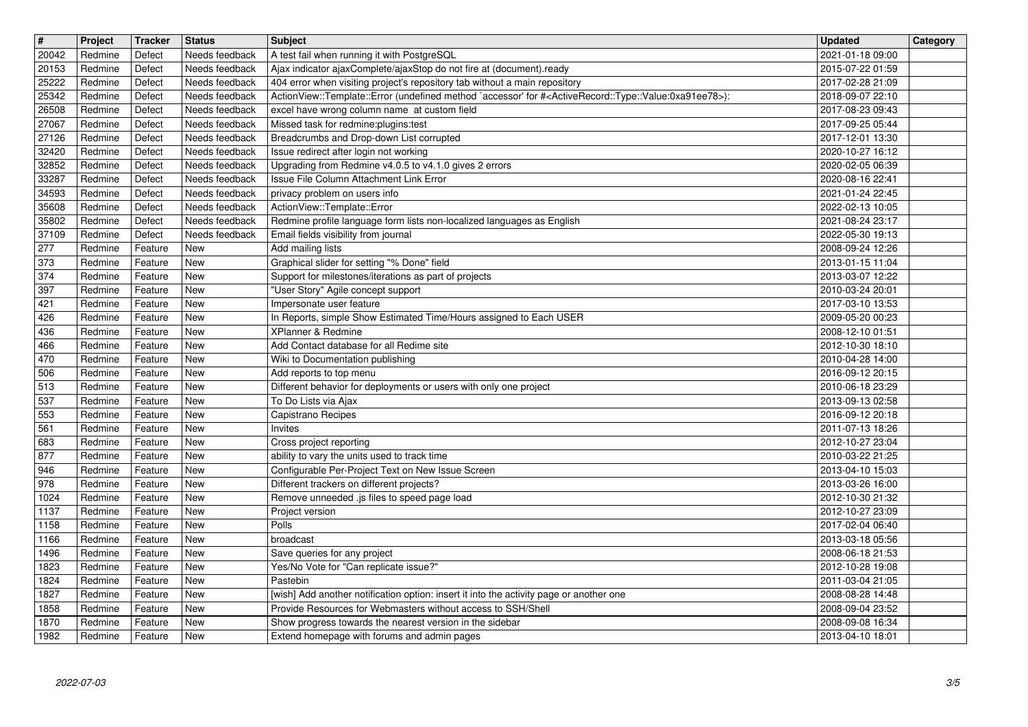| # | Project | Tracker | Status | Subject | Updated | Category |
| --- | --- | --- | --- | --- | --- | --- |
| 20042 | Redmine | Defect | Needs feedback | A test fail when running it with PostgreSQL | 2021-01-18 09:00 | |
| 20153 | Redmine | Defect | Needs feedback | Ajax indicator ajaxComplete/ajaxStop do not fire at (document).ready | 2015-07-22 01:59 | |
| 25222 | Redmine | Defect | Needs feedback | 404 error when visiting project's repository tab without a main repository | 2017-02-28 21:09 | |
| 25342 | Redmine | Defect | Needs feedback | ActionView::Template::Error (undefined method `accessor' for #<ActiveRecord::Type::Value:0xa91ee78>): | 2018-09-07 22:10 | |
| 26508 | Redmine | Defect | Needs feedback | excel have wrong column name at custom field | 2017-08-23 09:43 | |
| 27067 | Redmine | Defect | Needs feedback | Missed task for redmine:plugins:test | 2017-09-25 05:44 | |
| 27126 | Redmine | Defect | Needs feedback | Breadcrumbs and Drop-down List corrupted | 2017-12-01 13:30 | |
| 32420 | Redmine | Defect | Needs feedback | Issue redirect after login not working | 2020-10-27 16:12 | |
| 32852 | Redmine | Defect | Needs feedback | Upgrading from Redmine v4.0.5 to v4.1.0 gives 2 errors | 2020-02-05 06:39 | |
| 33287 | Redmine | Defect | Needs feedback | Issue File Column Attachment Link Error | 2020-08-16 22:41 | |
| 34593 | Redmine | Defect | Needs feedback | privacy problem on users info | 2021-01-24 22:45 | |
| 35608 | Redmine | Defect | Needs feedback | ActionView::Template::Error | 2022-02-13 10:05 | |
| 35802 | Redmine | Defect | Needs feedback | Redmine profile language form lists non-localized languages as English | 2021-08-24 23:17 | |
| 37109 | Redmine | Defect | Needs feedback | Email fields visibility from journal | 2022-05-30 19:13 | |
| 277 | Redmine | Feature | New | Add mailing lists | 2008-09-24 12:26 | |
| 373 | Redmine | Feature | New | Graphical slider for setting "% Done" field | 2013-01-15 11:04 | |
| 374 | Redmine | Feature | New | Support for milestones/iterations as part of projects | 2013-03-07 12:22 | |
| 397 | Redmine | Feature | New | "User Story" Agile concept support | 2010-03-24 20:01 | |
| 421 | Redmine | Feature | New | Impersonate user feature | 2017-03-10 13:53 | |
| 426 | Redmine | Feature | New | In Reports, simple Show Estimated Time/Hours assigned to Each USER | 2009-05-20 00:23 | |
| 436 | Redmine | Feature | New | XPlanner & Redmine | 2008-12-10 01:51 | |
| 466 | Redmine | Feature | New | Add Contact database for all Redime site | 2012-10-30 18:10 | |
| 470 | Redmine | Feature | New | Wiki to Documentation publishing | 2010-04-28 14:00 | |
| 506 | Redmine | Feature | New | Add reports to top menu | 2016-09-12 20:15 | |
| 513 | Redmine | Feature | New | Different behavior for deployments or users with only one project | 2010-06-18 23:29 | |
| 537 | Redmine | Feature | New | To Do Lists via Ajax | 2013-09-13 02:58 | |
| 553 | Redmine | Feature | New | Capistrano Recipes | 2016-09-12 20:18 | |
| 561 | Redmine | Feature | New | Invites | 2011-07-13 18:26 | |
| 683 | Redmine | Feature | New | Cross project reporting | 2012-10-27 23:04 | |
| 877 | Redmine | Feature | New | ability to vary the units used to track time | 2010-03-22 21:25 | |
| 946 | Redmine | Feature | New | Configurable Per-Project Text on New Issue Screen | 2013-04-10 15:03 | |
| 978 | Redmine | Feature | New | Different trackers on different projects? | 2013-03-26 16:00 | |
| 1024 | Redmine | Feature | New | Remove unneeded .js files to speed page load | 2012-10-30 21:32 | |
| 1137 | Redmine | Feature | New | Project version | 2012-10-27 23:09 | |
| 1158 | Redmine | Feature | New | Polls | 2017-02-04 06:40 | |
| 1166 | Redmine | Feature | New | broadcast | 2013-03-18 05:56 | |
| 1496 | Redmine | Feature | New | Save queries for any project | 2008-06-18 21:53 | |
| 1823 | Redmine | Feature | New | Yes/No Vote for "Can replicate issue?" | 2012-10-28 19:08 | |
| 1824 | Redmine | Feature | New | Pastebin | 2011-03-04 21:05 | |
| 1827 | Redmine | Feature | New | [wish] Add another notification option: insert it into the activity page or another one | 2008-08-28 14:48 | |
| 1858 | Redmine | Feature | New | Provide Resources for Webmasters without access to SSH/Shell | 2008-09-04 23:52 | |
| 1870 | Redmine | Feature | New | Show progress towards the nearest version in the sidebar | 2008-09-08 16:34 | |
| 1982 | Redmine | Feature | New | Extend homepage with forums and admin pages | 2013-04-10 18:01 | |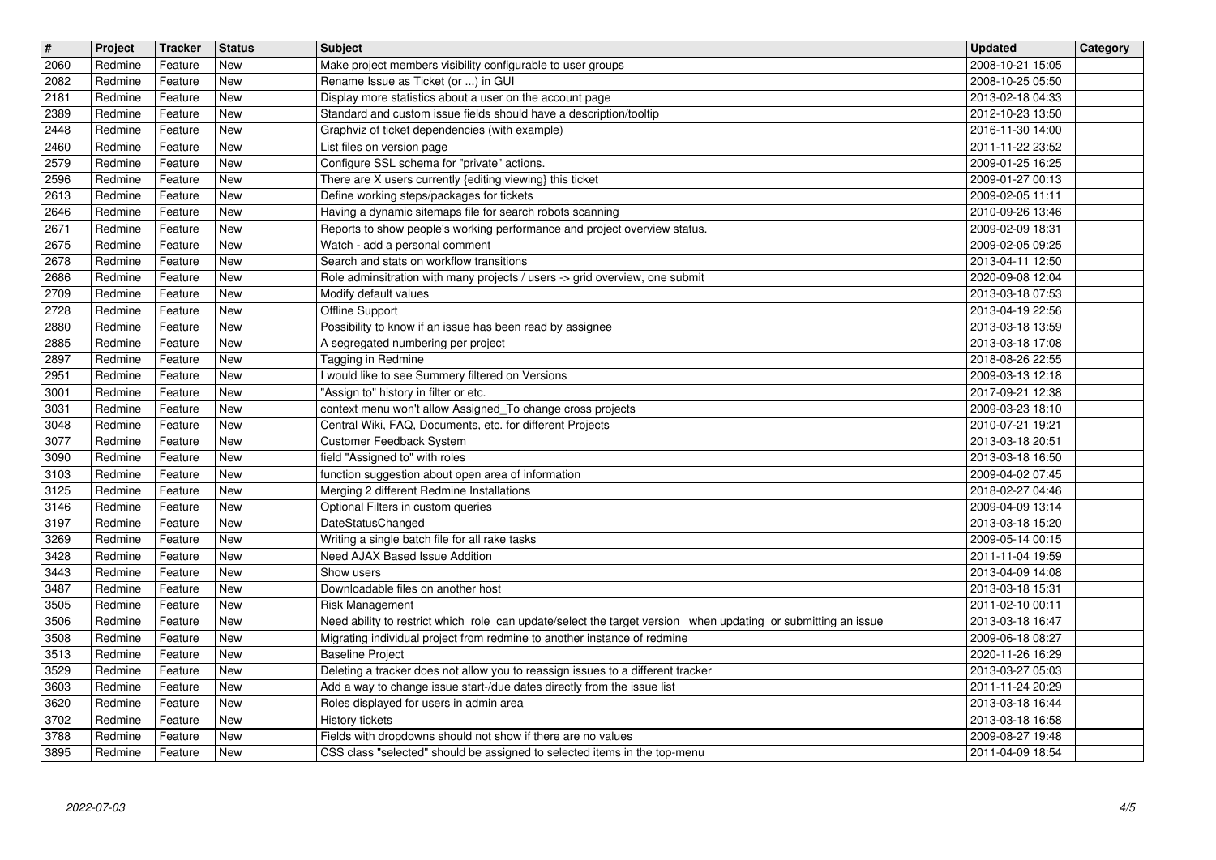| # | Project | Tracker | Status | Subject | Updated | Category |
|---|---|---|---|---|---|---|
| 2060 | Redmine | Feature | New | Make project members visibility configurable to user groups | 2008-10-21 15:05 | |
| 2082 | Redmine | Feature | New | Rename Issue as Ticket (or ...) in GUI | 2008-10-25 05:50 | |
| 2181 | Redmine | Feature | New | Display more statistics about a user on the account page | 2013-02-18 04:33 | |
| 2389 | Redmine | Feature | New | Standard and custom issue fields should have a description/tooltip | 2012-10-23 13:50 | |
| 2448 | Redmine | Feature | New | Graphviz of ticket dependencies (with example) | 2016-11-30 14:00 | |
| 2460 | Redmine | Feature | New | List files on version page | 2011-11-22 23:52 | |
| 2579 | Redmine | Feature | New | Configure SSL schema for "private" actions. | 2009-01-25 16:25 | |
| 2596 | Redmine | Feature | New | There are X users currently {editing\|viewing} this ticket | 2009-01-27 00:13 | |
| 2613 | Redmine | Feature | New | Define working steps/packages for tickets | 2009-02-05 11:11 | |
| 2646 | Redmine | Feature | New | Having a dynamic sitemaps file for search robots scanning | 2010-09-26 13:46 | |
| 2671 | Redmine | Feature | New | Reports to show people's working performance and project overview status. | 2009-02-09 18:31 | |
| 2675 | Redmine | Feature | New | Watch - add a personal comment | 2009-02-05 09:25 | |
| 2678 | Redmine | Feature | New | Search and stats on workflow transitions | 2013-04-11 12:50 | |
| 2686 | Redmine | Feature | New | Role adminsitration with many projects / users -> grid overview, one submit | 2020-09-08 12:04 | |
| 2709 | Redmine | Feature | New | Modify default values | 2013-03-18 07:53 | |
| 2728 | Redmine | Feature | New | Offline Support | 2013-04-19 22:56 | |
| 2880 | Redmine | Feature | New | Possibility to know if an issue has been read by assignee | 2013-03-18 13:59 | |
| 2885 | Redmine | Feature | New | A segregated numbering per project | 2013-03-18 17:08 | |
| 2897 | Redmine | Feature | New | Tagging in Redmine | 2018-08-26 22:55 | |
| 2951 | Redmine | Feature | New | I would like to see Summery filtered on Versions | 2009-03-13 12:18 | |
| 3001 | Redmine | Feature | New | "Assign to" history in filter or etc. | 2017-09-21 12:38 | |
| 3031 | Redmine | Feature | New | context menu won't allow Assigned_To change cross projects | 2009-03-23 18:10 | |
| 3048 | Redmine | Feature | New | Central Wiki, FAQ, Documents, etc. for different Projects | 2010-07-21 19:21 | |
| 3077 | Redmine | Feature | New | Customer Feedback System | 2013-03-18 20:51 | |
| 3090 | Redmine | Feature | New | field "Assigned to" with roles | 2013-03-18 16:50 | |
| 3103 | Redmine | Feature | New | function suggestion about open area of information | 2009-04-02 07:45 | |
| 3125 | Redmine | Feature | New | Merging 2 different Redmine Installations | 2018-02-27 04:46 | |
| 3146 | Redmine | Feature | New | Optional Filters in custom queries | 2009-04-09 13:14 | |
| 3197 | Redmine | Feature | New | DateStatusChanged | 2013-03-18 15:20 | |
| 3269 | Redmine | Feature | New | Writing a single batch file for all rake tasks | 2009-05-14 00:15 | |
| 3428 | Redmine | Feature | New | Need AJAX Based Issue Addition | 2011-11-04 19:59 | |
| 3443 | Redmine | Feature | New | Show users | 2013-04-09 14:08 | |
| 3487 | Redmine | Feature | New | Downloadable files on another host | 2013-03-18 15:31 | |
| 3505 | Redmine | Feature | New | Risk Management | 2011-02-10 00:11 | |
| 3506 | Redmine | Feature | New | Need ability to restrict which role can update/select the target version when updating or submitting an issue | 2013-03-18 16:47 | |
| 3508 | Redmine | Feature | New | Migrating individual project from redmine to another instance of redmine | 2009-06-18 08:27 | |
| 3513 | Redmine | Feature | New | Baseline Project | 2020-11-26 16:29 | |
| 3529 | Redmine | Feature | New | Deleting a tracker does not allow you to reassign issues to a different tracker | 2013-03-27 05:03 | |
| 3603 | Redmine | Feature | New | Add a way to change issue start-/due dates directly from the issue list | 2011-11-24 20:29 | |
| 3620 | Redmine | Feature | New | Roles displayed for users in admin area | 2013-03-18 16:44 | |
| 3702 | Redmine | Feature | New | History tickets | 2013-03-18 16:58 | |
| 3788 | Redmine | Feature | New | Fields with dropdowns should not show if there are no values | 2009-08-27 19:48 | |
| 3895 | Redmine | Feature | New | CSS class "selected" should be assigned to selected items in the top-menu | 2011-04-09 18:54 | |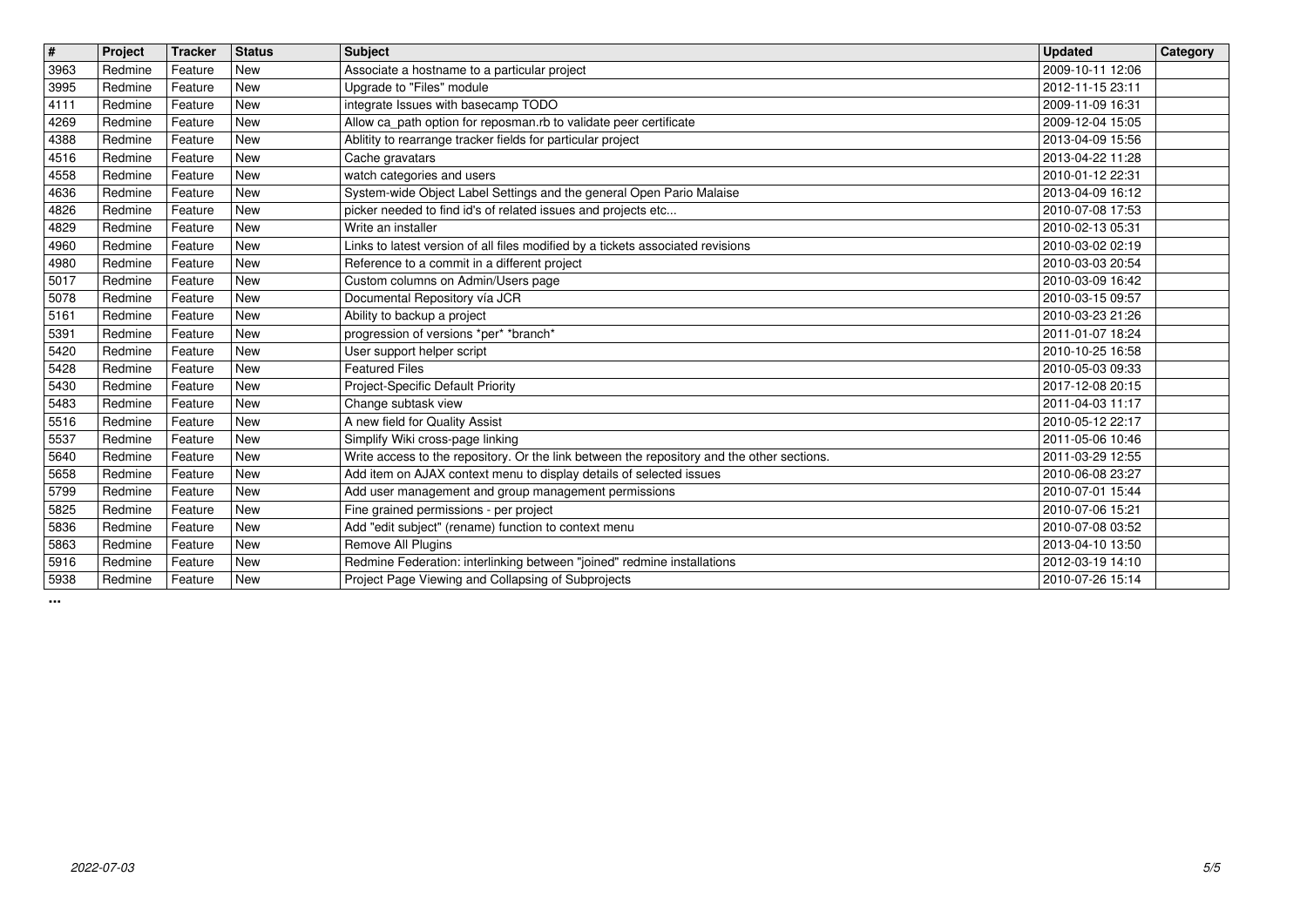| # | Project | Tracker | Status | Subject | Updated | Category |
|---|---|---|---|---|---|---|
| 3963 | Redmine | Feature | New | Associate a hostname to a particular project | 2009-10-11 12:06 | |
| 3995 | Redmine | Feature | New | Upgrade to "Files" module | 2012-11-15 23:11 | |
| 4111 | Redmine | Feature | New | integrate Issues with basecamp TODO | 2009-11-09 16:31 | |
| 4269 | Redmine | Feature | New | Allow ca_path option for reposman.rb to validate peer certificate | 2009-12-04 15:05 | |
| 4388 | Redmine | Feature | New | Ablitity to rearrange tracker fields for particular project | 2013-04-09 15:56 | |
| 4516 | Redmine | Feature | New | Cache gravatars | 2013-04-22 11:28 | |
| 4558 | Redmine | Feature | New | watch categories and users | 2010-01-12 22:31 | |
| 4636 | Redmine | Feature | New | System-wide Object Label Settings and the general Open Pario Malaise | 2013-04-09 16:12 | |
| 4826 | Redmine | Feature | New | picker needed to find id's of related issues and projects etc... | 2010-07-08 17:53 | |
| 4829 | Redmine | Feature | New | Write an installer | 2010-02-13 05:31 | |
| 4960 | Redmine | Feature | New | Links to latest version of all files modified by a tickets associated revisions | 2010-03-02 02:19 | |
| 4980 | Redmine | Feature | New | Reference to a commit in a different project | 2010-03-03 20:54 | |
| 5017 | Redmine | Feature | New | Custom columns on Admin/Users page | 2010-03-09 16:42 | |
| 5078 | Redmine | Feature | New | Documental Repository vía JCR | 2010-03-15 09:57 | |
| 5161 | Redmine | Feature | New | Ability to backup a project | 2010-03-23 21:26 | |
| 5391 | Redmine | Feature | New | progression of versions *per* *branch* | 2011-01-07 18:24 | |
| 5420 | Redmine | Feature | New | User support helper script | 2010-10-25 16:58 | |
| 5428 | Redmine | Feature | New | Featured Files | 2010-05-03 09:33 | |
| 5430 | Redmine | Feature | New | Project-Specific Default Priority | 2017-12-08 20:15 | |
| 5483 | Redmine | Feature | New | Change subtask view | 2011-04-03 11:17 | |
| 5516 | Redmine | Feature | New | A new field for Quality Assist | 2010-05-12 22:17 | |
| 5537 | Redmine | Feature | New | Simplify Wiki cross-page linking | 2011-05-06 10:46 | |
| 5640 | Redmine | Feature | New | Write access to the repository. Or the link between the repository and the other sections. | 2011-03-29 12:55 | |
| 5658 | Redmine | Feature | New | Add item on AJAX context menu to display details of selected issues | 2010-06-08 23:27 | |
| 5799 | Redmine | Feature | New | Add user management and group management permissions | 2010-07-01 15:44 | |
| 5825 | Redmine | Feature | New | Fine grained permissions - per project | 2010-07-06 15:21 | |
| 5836 | Redmine | Feature | New | Add "edit subject" (rename) function to context menu | 2010-07-08 03:52 | |
| 5863 | Redmine | Feature | New | Remove All Plugins | 2013-04-10 13:50 | |
| 5916 | Redmine | Feature | New | Redmine Federation: interlinking between "joined" redmine installations | 2012-03-19 14:10 | |
| 5938 | Redmine | Feature | New | Project Page Viewing and Collapsing of Subprojects | 2010-07-26 15:14 | |

...